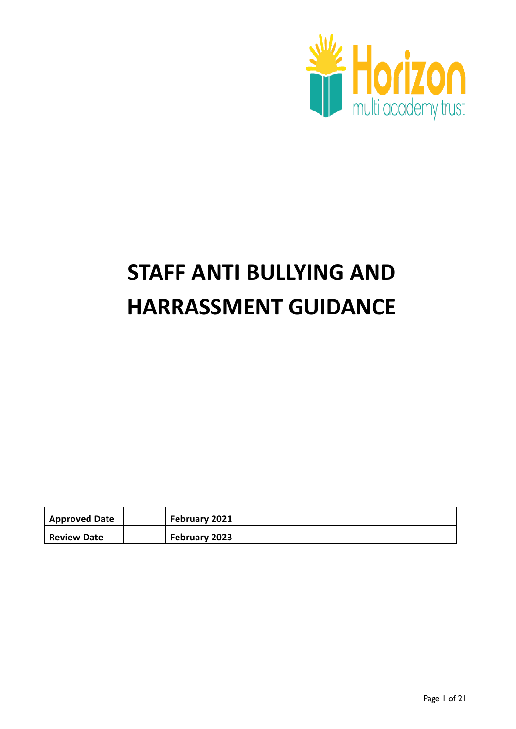Horizon multi academy trust

# STAFF ANTI BULLYING AND HARRASSMENT GUIDANCE

| Approved Date | | February 2021 |
|---|---|---|
| Review Date | | February 2023 |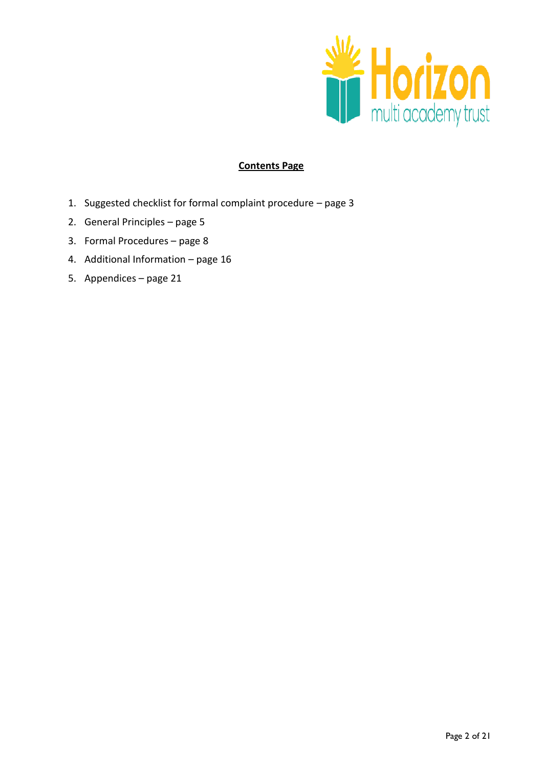## **Contents Page**

1. Suggested checklist for formal complaint procedure – page 3
2. General Principles – page 5
3. Formal Procedures – page 8
4. Additional Information – page 16
5. Appendices – page 21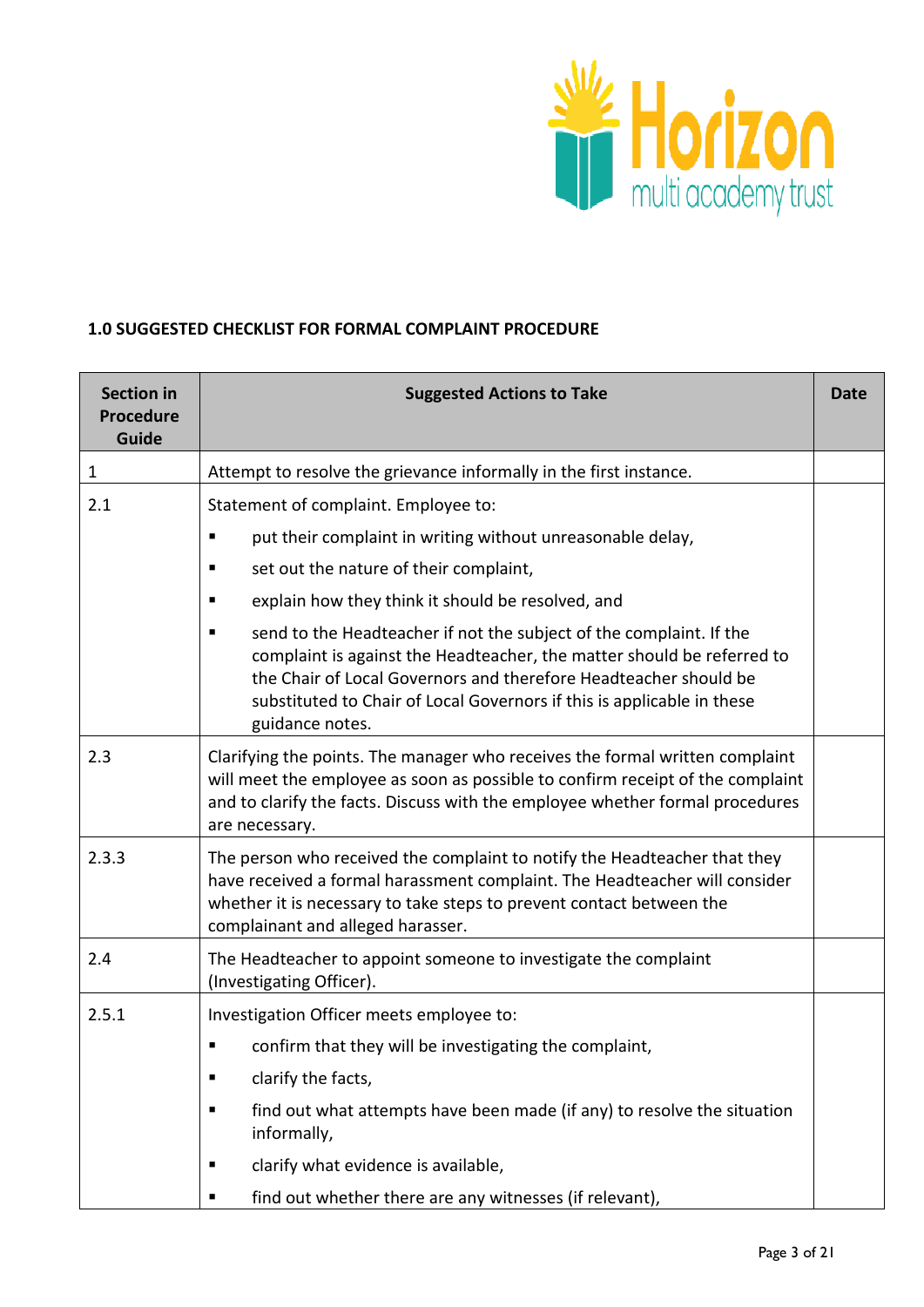## 1.0 SUGGESTED CHECKLIST FOR FORMAL COMPLAINT PROCEDURE

| Section in Procedure Guide | Suggested Actions to Take | Date |
|---|---|---|
| 1 | Attempt to resolve the grievance informally in the first instance. | |
| 2.1 | Statement of complaint. Employee to:<br>▪ put their complaint in writing without unreasonable delay,<br>▪ set out the nature of their complaint,<br>▪ explain how they think it should be resolved, and<br>▪ send to the Headteacher if not the subject of the complaint. If the complaint is against the Headteacher, the matter should be referred to the Chair of Local Governors and therefore Headteacher should be substituted to Chair of Local Governors if this is applicable in these guidance notes. | |
| 2.3 | Clarifying the points. The manager who receives the formal written complaint will meet the employee as soon as possible to confirm receipt of the complaint and to clarify the facts. Discuss with the employee whether formal procedures are necessary. | |
| 2.3.3 | The person who received the complaint to notify the Headteacher that they have received a formal harassment complaint. The Headteacher will consider whether it is necessary to take steps to prevent contact between the complainant and alleged harasser. | |
| 2.4 | The Headteacher to appoint someone to investigate the complaint (Investigating Officer). | |
| 2.5.1 | Investigation Officer meets employee to:<br>▪ confirm that they will be investigating the complaint,<br>▪ clarify the facts,<br>▪ find out what attempts have been made (if any) to resolve the situation informally,<br>▪ clarify what evidence is available,<br>▪ find out whether there are any witnesses (if relevant), | |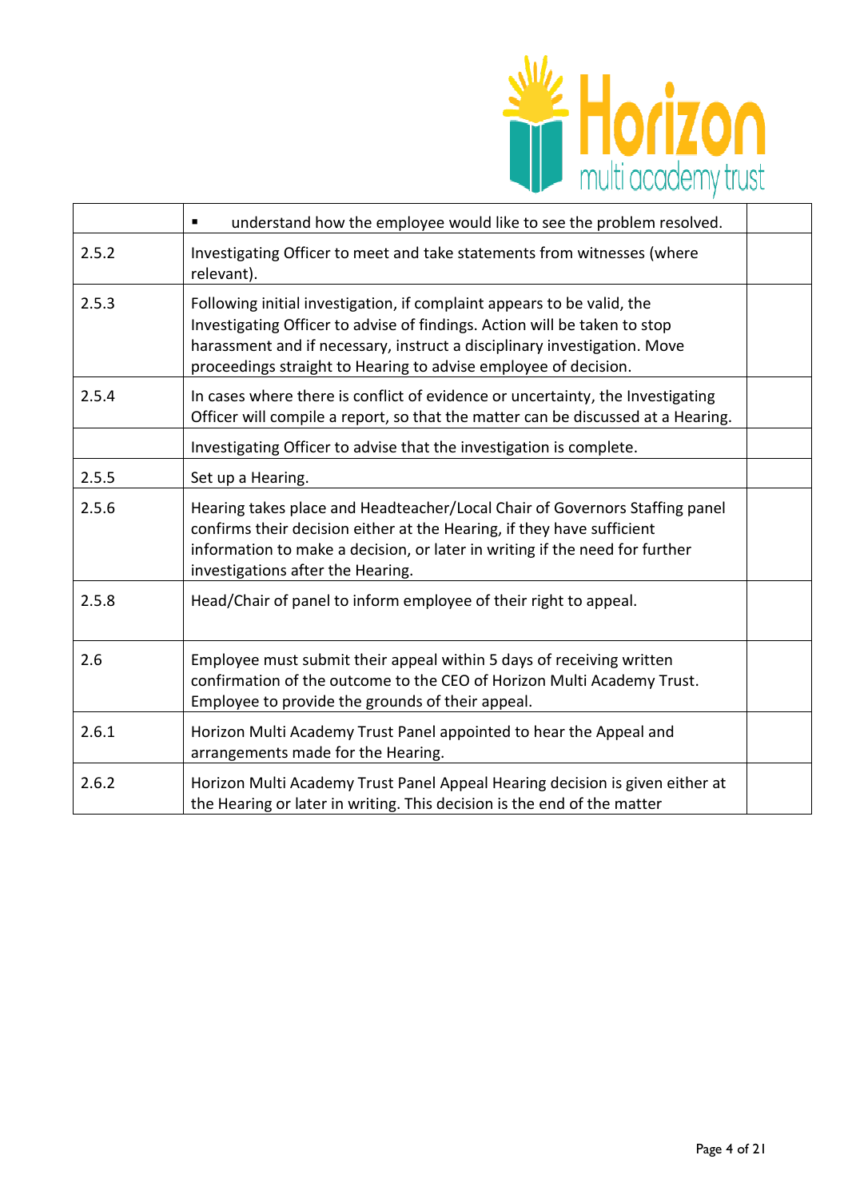| | | |
|---|---|---|
| | ▪ understand how the employee would like to see the problem resolved. | |
| 2.5.2 | Investigating Officer to meet and take statements from witnesses (where relevant). | |
| 2.5.3 | Following initial investigation, if complaint appears to be valid, the Investigating Officer to advise of findings. Action will be taken to stop harassment and if necessary, instruct a disciplinary investigation. Move proceedings straight to Hearing to advise employee of decision. | |
| 2.5.4 | In cases where there is conflict of evidence or uncertainty, the Investigating Officer will compile a report, so that the matter can be discussed at a Hearing. | |
| | Investigating Officer to advise that the investigation is complete. | |
| 2.5.5 | Set up a Hearing. | |
| 2.5.6 | Hearing takes place and Headteacher/Local Chair of Governors Staffing panel confirms their decision either at the Hearing, if they have sufficient information to make a decision, or later in writing if the need for further investigations after the Hearing. | |
| 2.5.8 | Head/Chair of panel to inform employee of their right to appeal. | |
| 2.6 | Employee must submit their appeal within 5 days of receiving written confirmation of the outcome to the CEO of Horizon Multi Academy Trust. Employee to provide the grounds of their appeal. | |
| 2.6.1 | Horizon Multi Academy Trust Panel appointed to hear the Appeal and arrangements made for the Hearing. | |
| 2.6.2 | Horizon Multi Academy Trust Panel Appeal Hearing decision is given either at the Hearing or later in writing. This decision is the end of the matter | |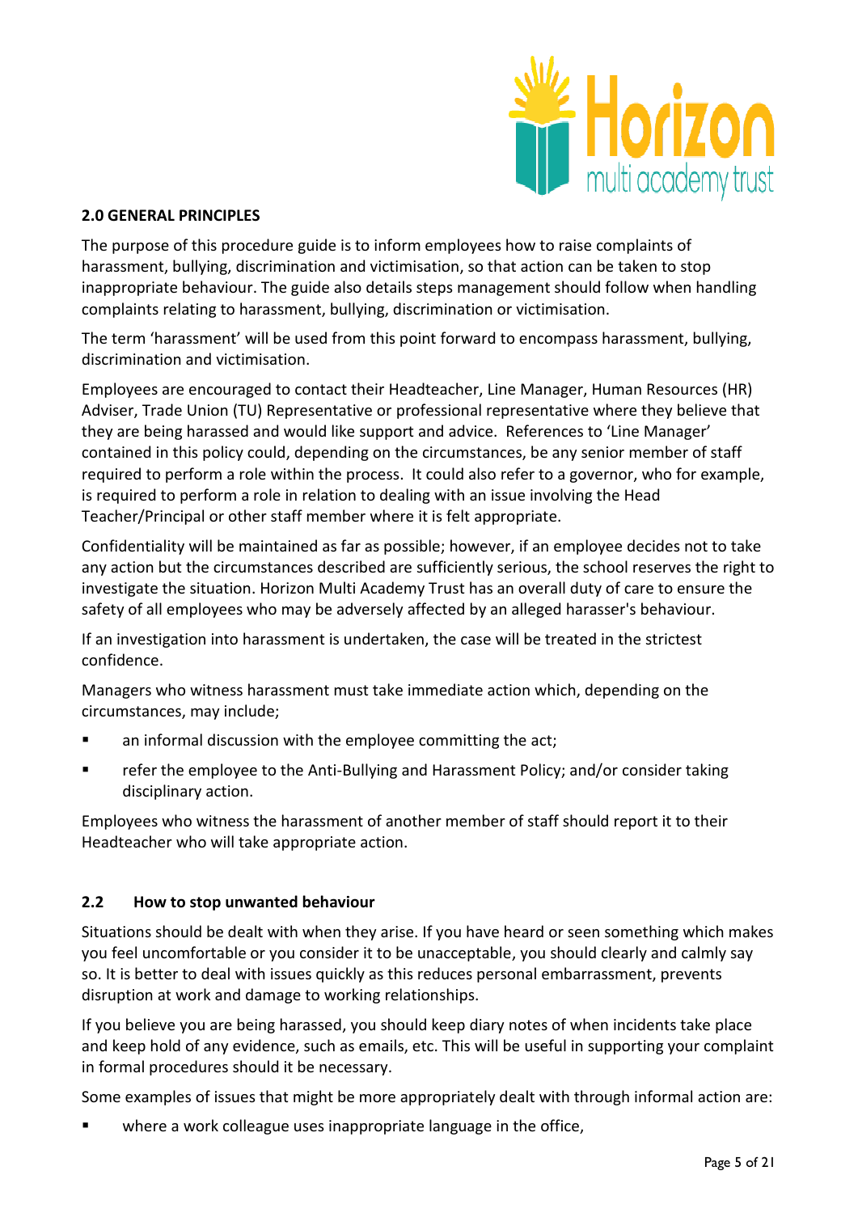## 2.0 GENERAL PRINCIPLES

The purpose of this procedure guide is to inform employees how to raise complaints of harassment, bullying, discrimination and victimisation, so that action can be taken to stop inappropriate behaviour. The guide also details steps management should follow when handling complaints relating to harassment, bullying, discrimination or victimisation.

The term 'harassment' will be used from this point forward to encompass harassment, bullying, discrimination and victimisation.

Employees are encouraged to contact their Headteacher, Line Manager, Human Resources (HR) Adviser, Trade Union (TU) Representative or professional representative where they believe that they are being harassed and would like support and advice. References to 'Line Manager' contained in this policy could, depending on the circumstances, be any senior member of staff required to perform a role within the process. It could also refer to a governor, who for example, is required to perform a role in relation to dealing with an issue involving the Head Teacher/Principal or other staff member where it is felt appropriate.

Confidentiality will be maintained as far as possible; however, if an employee decides not to take any action but the circumstances described are sufficiently serious, the school reserves the right to investigate the situation. Horizon Multi Academy Trust has an overall duty of care to ensure the safety of all employees who may be adversely affected by an alleged harasser's behaviour.

If an investigation into harassment is undertaken, the case will be treated in the strictest confidence.

Managers who witness harassment must take immediate action which, depending on the circumstances, may include;

- an informal discussion with the employee committing the act;
- refer the employee to the Anti-Bullying and Harassment Policy; and/or consider taking disciplinary action.

Employees who witness the harassment of another member of staff should report it to their Headteacher who will take appropriate action.

### 2.2 How to stop unwanted behaviour

Situations should be dealt with when they arise. If you have heard or seen something which makes you feel uncomfortable or you consider it to be unacceptable, you should clearly and calmly say so. It is better to deal with issues quickly as this reduces personal embarrassment, prevents disruption at work and damage to working relationships.

If you believe you are being harassed, you should keep diary notes of when incidents take place and keep hold of any evidence, such as emails, etc. This will be useful in supporting your complaint in formal procedures should it be necessary.

Some examples of issues that might be more appropriately dealt with through informal action are:

- where a work colleague uses inappropriate language in the office,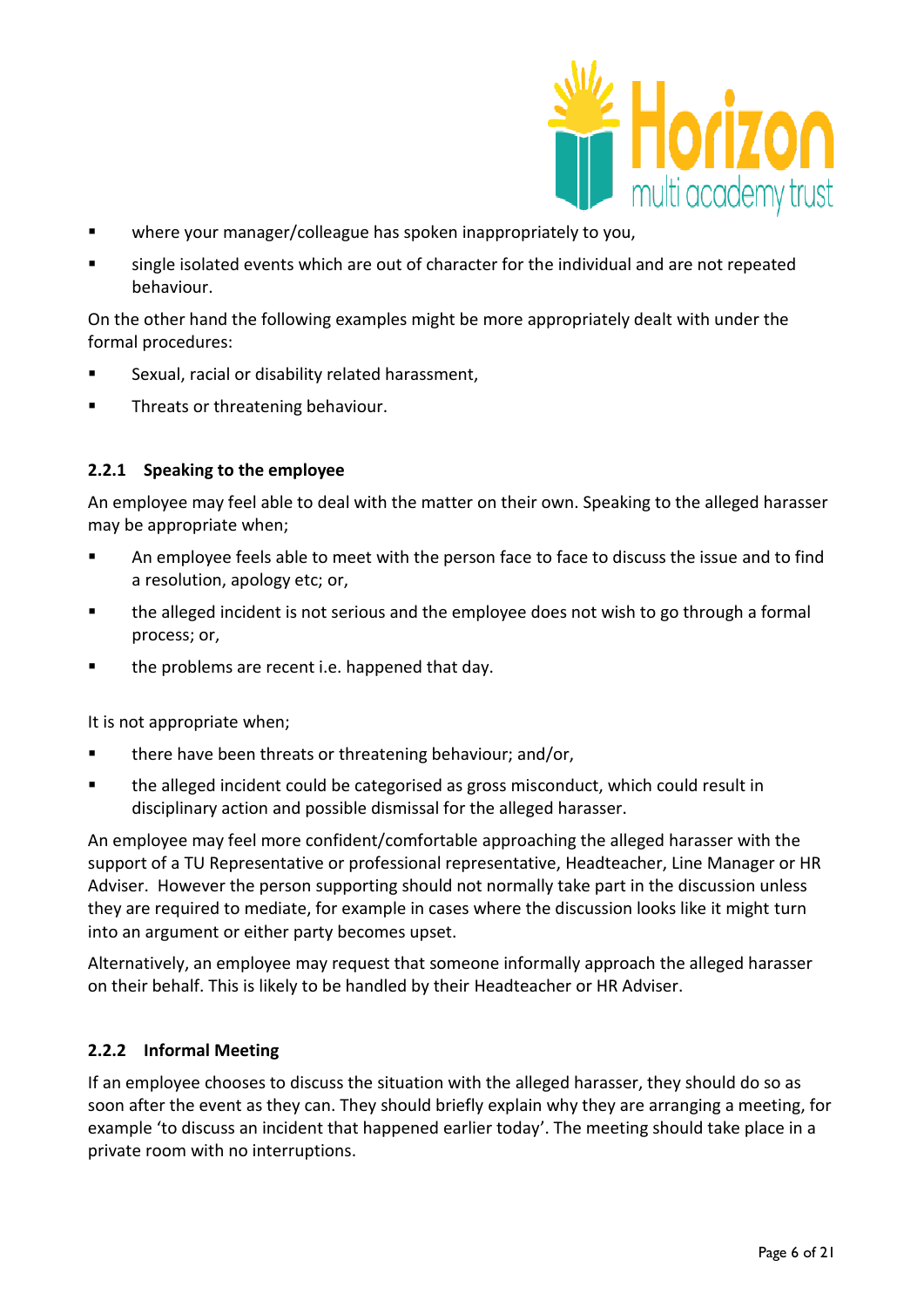- where your manager/colleague has spoken inappropriately to you,
- single isolated events which are out of character for the individual and are not repeated behaviour.

On the other hand the following examples might be more appropriately dealt with under the formal procedures:

- Sexual, racial or disability related harassment,
- Threats or threatening behaviour.

#### 2.2.1 Speaking to the employee

An employee may feel able to deal with the matter on their own. Speaking to the alleged harasser may be appropriate when;

- An employee feels able to meet with the person face to face to discuss the issue and to find a resolution, apology etc; or,
- the alleged incident is not serious and the employee does not wish to go through a formal process; or,
- the problems are recent i.e. happened that day.

It is not appropriate when;

- there have been threats or threatening behaviour; and/or,
- the alleged incident could be categorised as gross misconduct, which could result in disciplinary action and possible dismissal for the alleged harasser.

An employee may feel more confident/comfortable approaching the alleged harasser with the support of a TU Representative or professional representative, Headteacher, Line Manager or HR Adviser. However the person supporting should not normally take part in the discussion unless they are required to mediate, for example in cases where the discussion looks like it might turn into an argument or either party becomes upset.

Alternatively, an employee may request that someone informally approach the alleged harasser on their behalf. This is likely to be handled by their Headteacher or HR Adviser.

#### 2.2.2 Informal Meeting

If an employee chooses to discuss the situation with the alleged harasser, they should do so as soon after the event as they can. They should briefly explain why they are arranging a meeting, for example 'to discuss an incident that happened earlier today'. The meeting should take place in a private room with no interruptions.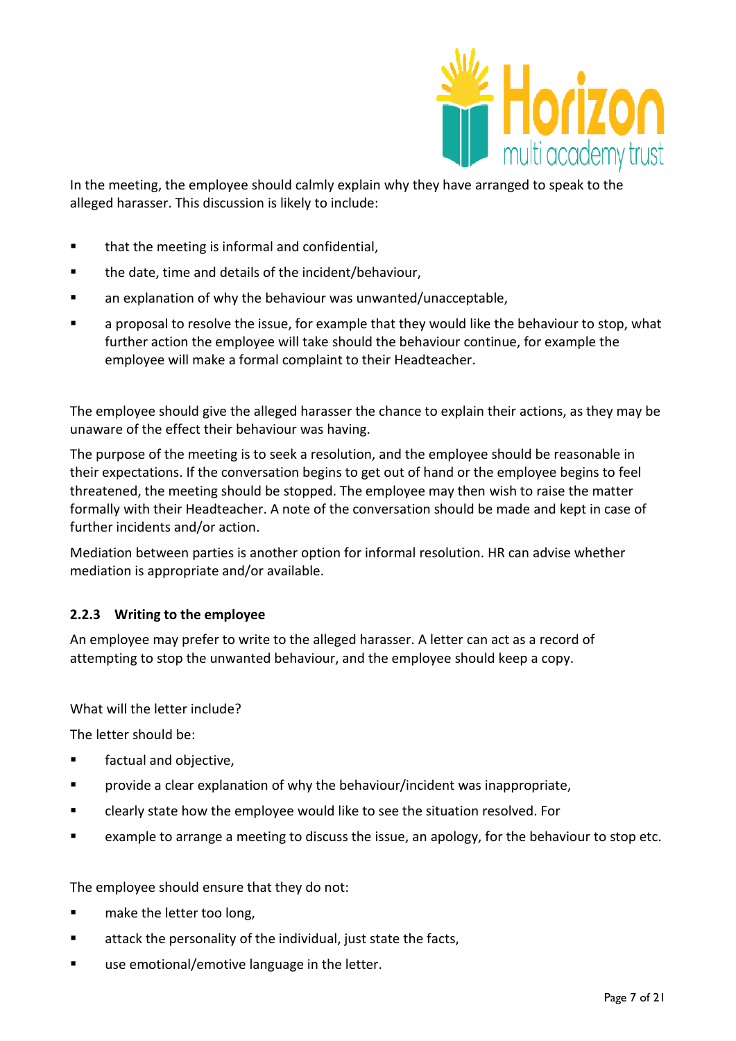In the meeting, the employee should calmly explain why they have arranged to speak to the alleged harasser. This discussion is likely to include:

- that the meeting is informal and confidential,
- the date, time and details of the incident/behaviour,
- an explanation of why the behaviour was unwanted/unacceptable,
- a proposal to resolve the issue, for example that they would like the behaviour to stop, what further action the employee will take should the behaviour continue, for example the employee will make a formal complaint to their Headteacher.

The employee should give the alleged harasser the chance to explain their actions, as they may be unaware of the effect their behaviour was having.

The purpose of the meeting is to seek a resolution, and the employee should be reasonable in their expectations. If the conversation begins to get out of hand or the employee begins to feel threatened, the meeting should be stopped. The employee may then wish to raise the matter formally with their Headteacher. A note of the conversation should be made and kept in case of further incidents and/or action.

Mediation between parties is another option for informal resolution. HR can advise whether mediation is appropriate and/or available.

#### 2.2.3 Writing to the employee

An employee may prefer to write to the alleged harasser. A letter can act as a record of attempting to stop the unwanted behaviour, and the employee should keep a copy.

What will the letter include?

The letter should be:

- factual and objective,
- provide a clear explanation of why the behaviour/incident was inappropriate,
- clearly state how the employee would like to see the situation resolved. For
- example to arrange a meeting to discuss the issue, an apology, for the behaviour to stop etc.

The employee should ensure that they do not:

- make the letter too long,
- attack the personality of the individual, just state the facts,
- use emotional/emotive language in the letter.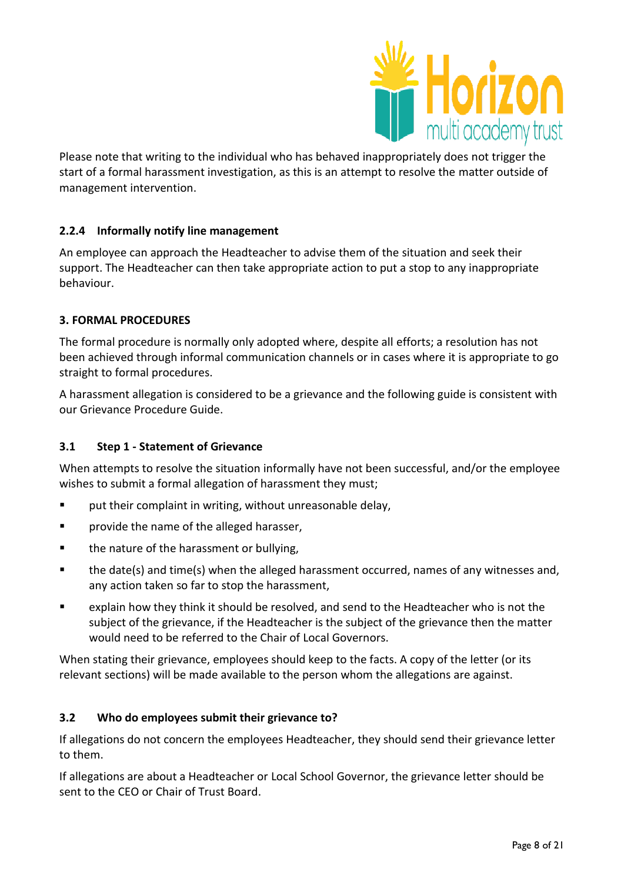Please note that writing to the individual who has behaved inappropriately does not trigger the start of a formal harassment investigation, as this is an attempt to resolve the matter outside of management intervention.

### 2.2.4 Informally notify line management

An employee can approach the Headteacher to advise them of the situation and seek their support. The Headteacher can then take appropriate action to put a stop to any inappropriate behaviour.

## 3. FORMAL PROCEDURES

The formal procedure is normally only adopted where, despite all efforts; a resolution has not been achieved through informal communication channels or in cases where it is appropriate to go straight to formal procedures.

A harassment allegation is considered to be a grievance and the following guide is consistent with our Grievance Procedure Guide.

### 3.1 Step 1 - Statement of Grievance

When attempts to resolve the situation informally have not been successful, and/or the employee wishes to submit a formal allegation of harassment they must;

- put their complaint in writing, without unreasonable delay,
- provide the name of the alleged harasser,
- the nature of the harassment or bullying,
- the date(s) and time(s) when the alleged harassment occurred, names of any witnesses and, any action taken so far to stop the harassment,
- explain how they think it should be resolved, and send to the Headteacher who is not the subject of the grievance, if the Headteacher is the subject of the grievance then the matter would need to be referred to the Chair of Local Governors.

When stating their grievance, employees should keep to the facts. A copy of the letter (or its relevant sections) will be made available to the person whom the allegations are against.

### 3.2 Who do employees submit their grievance to?

If allegations do not concern the employees Headteacher, they should send their grievance letter to them.

If allegations are about a Headteacher or Local School Governor, the grievance letter should be sent to the CEO or Chair of Trust Board.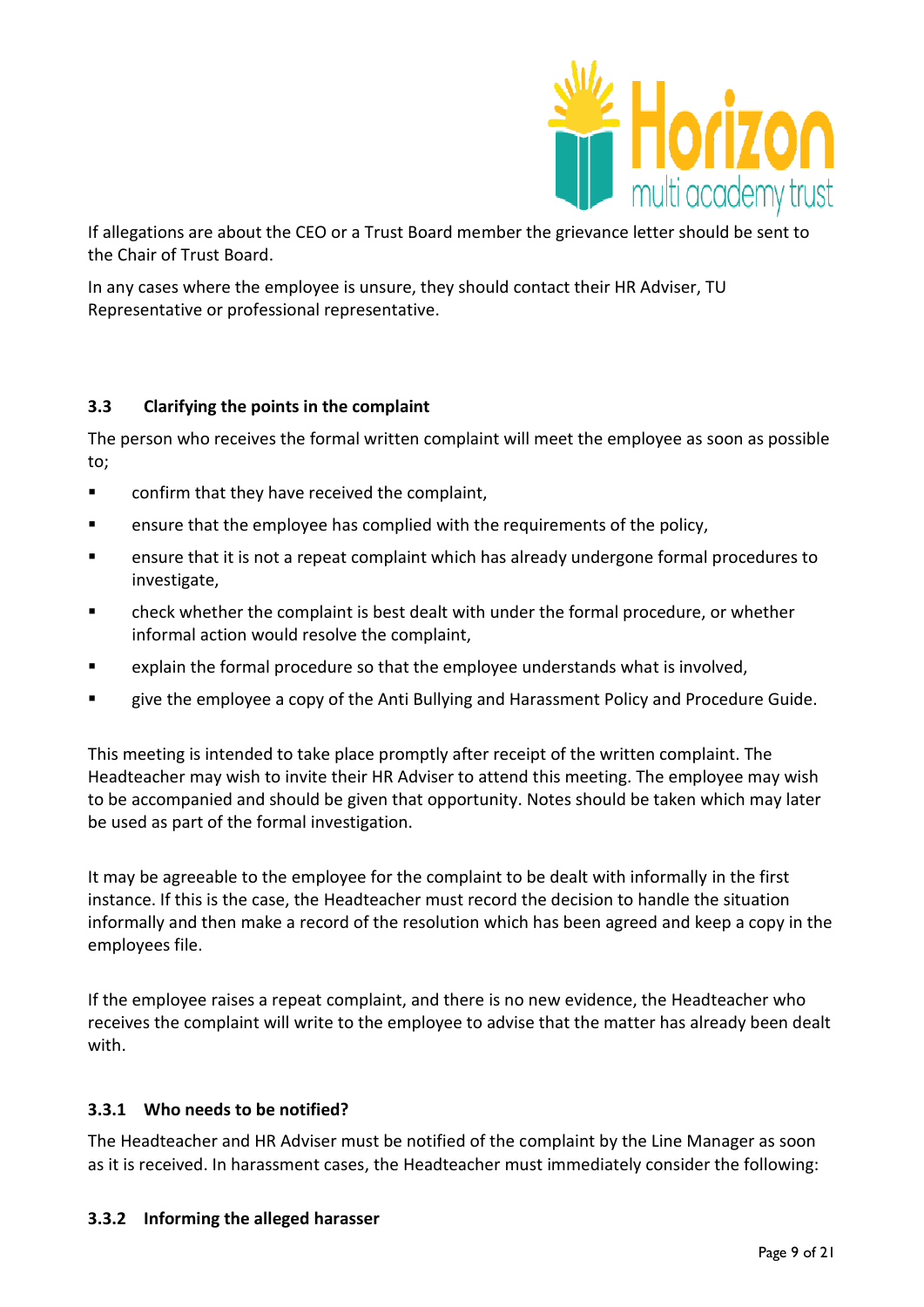If allegations are about the CEO or a Trust Board member the grievance letter should be sent to the Chair of Trust Board.

In any cases where the employee is unsure, they should contact their HR Adviser, TU Representative or professional representative.

### 3.3 Clarifying the points in the complaint

The person who receives the formal written complaint will meet the employee as soon as possible to;

- confirm that they have received the complaint,
- ensure that the employee has complied with the requirements of the policy,
- ensure that it is not a repeat complaint which has already undergone formal procedures to investigate,
- check whether the complaint is best dealt with under the formal procedure, or whether informal action would resolve the complaint,
- explain the formal procedure so that the employee understands what is involved,
- give the employee a copy of the Anti Bullying and Harassment Policy and Procedure Guide.

This meeting is intended to take place promptly after receipt of the written complaint. The Headteacher may wish to invite their HR Adviser to attend this meeting. The employee may wish to be accompanied and should be given that opportunity. Notes should be taken which may later be used as part of the formal investigation.

It may be agreeable to the employee for the complaint to be dealt with informally in the first instance. If this is the case, the Headteacher must record the decision to handle the situation informally and then make a record of the resolution which has been agreed and keep a copy in the employees file.

If the employee raises a repeat complaint, and there is no new evidence, the Headteacher who receives the complaint will write to the employee to advise that the matter has already been dealt with.

#### 3.3.1 Who needs to be notified?

The Headteacher and HR Adviser must be notified of the complaint by the Line Manager as soon as it is received. In harassment cases, the Headteacher must immediately consider the following:

#### 3.3.2 Informing the alleged harasser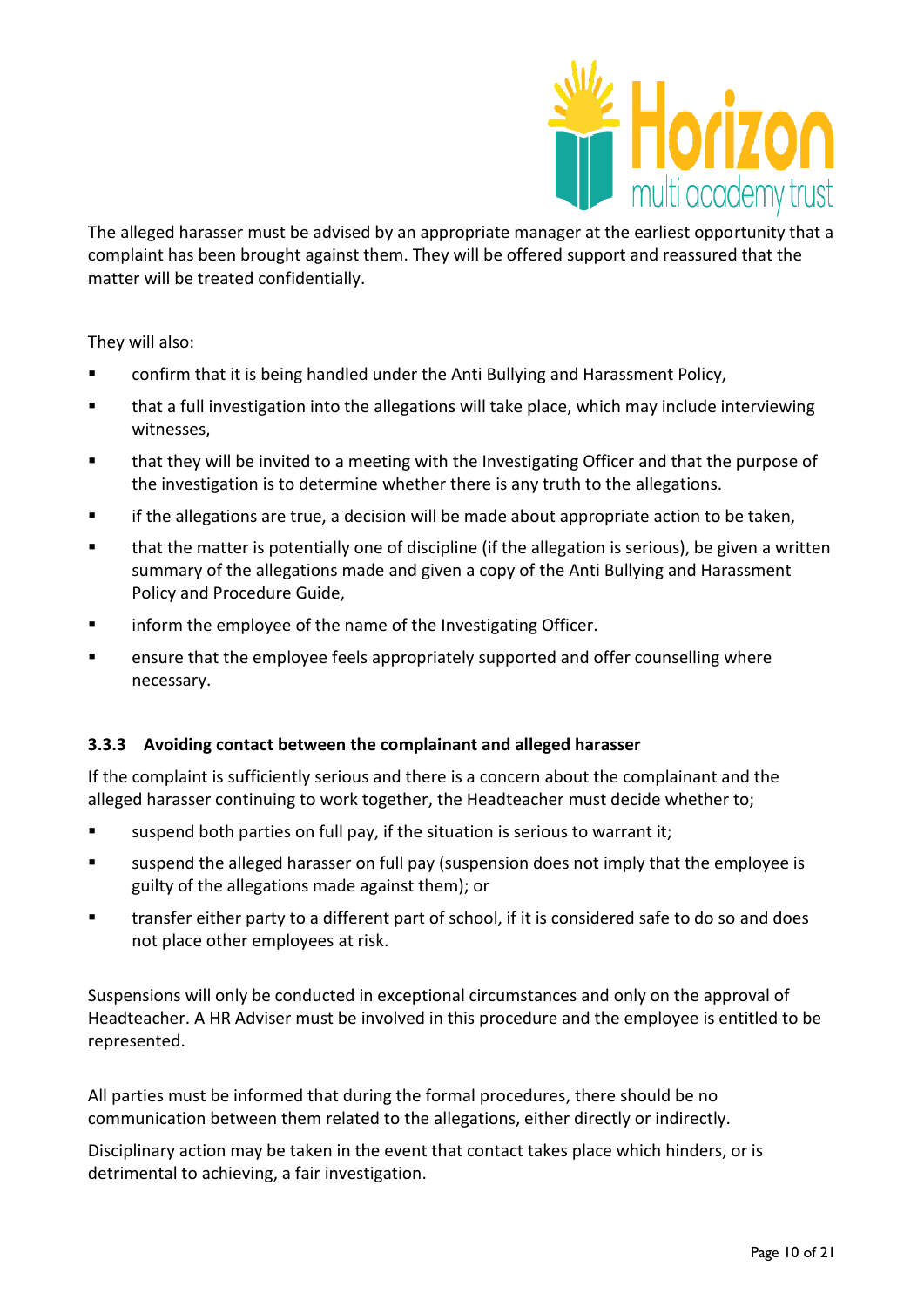The alleged harasser must be advised by an appropriate manager at the earliest opportunity that a complaint has been brought against them. They will be offered support and reassured that the matter will be treated confidentially.

They will also:

- confirm that it is being handled under the Anti Bullying and Harassment Policy,
- that a full investigation into the allegations will take place, which may include interviewing witnesses,
- that they will be invited to a meeting with the Investigating Officer and that the purpose of the investigation is to determine whether there is any truth to the allegations.
- if the allegations are true, a decision will be made about appropriate action to be taken,
- that the matter is potentially one of discipline (if the allegation is serious), be given a written summary of the allegations made and given a copy of the Anti Bullying and Harassment Policy and Procedure Guide,
- inform the employee of the name of the Investigating Officer.
- ensure that the employee feels appropriately supported and offer counselling where necessary.

### 3.3.3 Avoiding contact between the complainant and alleged harasser

If the complaint is sufficiently serious and there is a concern about the complainant and the alleged harasser continuing to work together, the Headteacher must decide whether to;

- suspend both parties on full pay, if the situation is serious to warrant it;
- suspend the alleged harasser on full pay (suspension does not imply that the employee is guilty of the allegations made against them); or
- transfer either party to a different part of school, if it is considered safe to do so and does not place other employees at risk.

Suspensions will only be conducted in exceptional circumstances and only on the approval of Headteacher. A HR Adviser must be involved in this procedure and the employee is entitled to be represented.

All parties must be informed that during the formal procedures, there should be no communication between them related to the allegations, either directly or indirectly.

Disciplinary action may be taken in the event that contact takes place which hinders, or is detrimental to achieving, a fair investigation.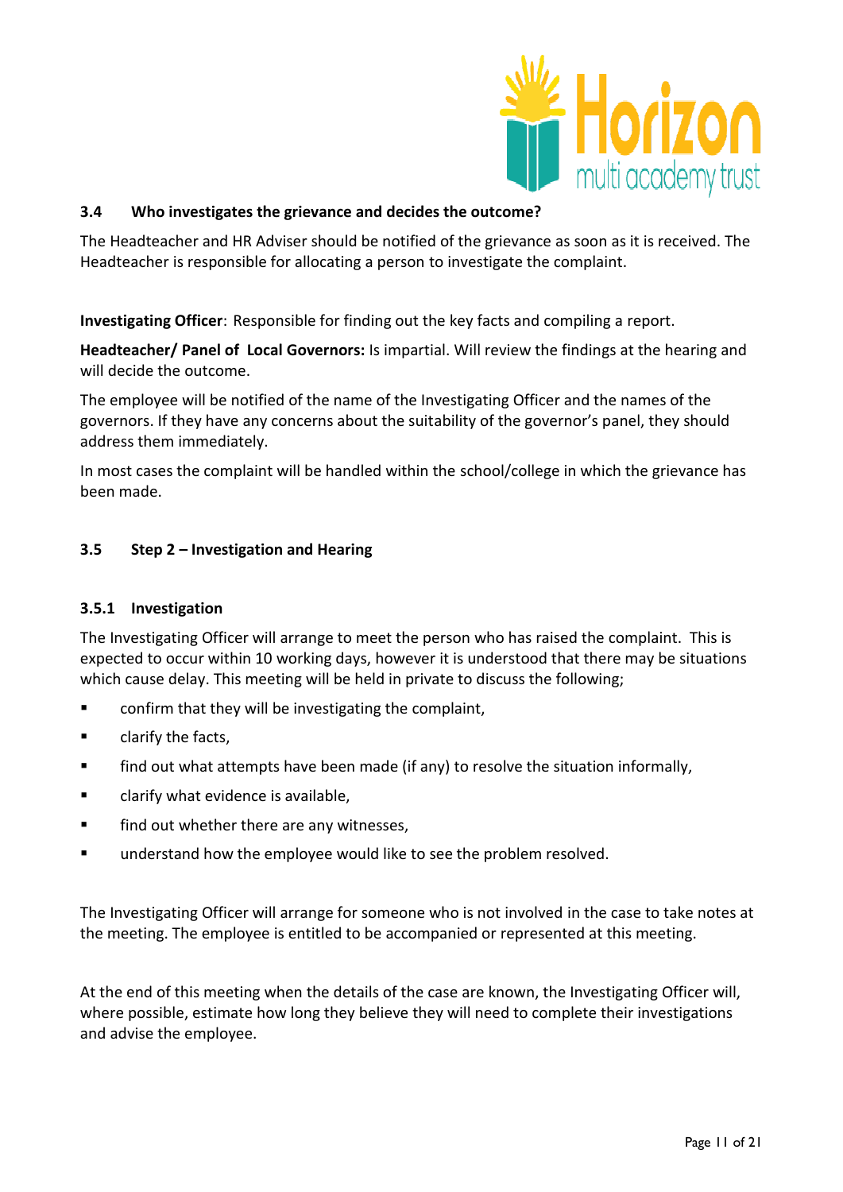### 3.4 Who investigates the grievance and decides the outcome?

The Headteacher and HR Adviser should be notified of the grievance as soon as it is received. The Headteacher is responsible for allocating a person to investigate the complaint.

**Investigating Officer**: Responsible for finding out the key facts and compiling a report.

**Headteacher/ Panel of Local Governors:** Is impartial. Will review the findings at the hearing and will decide the outcome.

The employee will be notified of the name of the Investigating Officer and the names of the governors. If they have any concerns about the suitability of the governor's panel, they should address them immediately.

In most cases the complaint will be handled within the school/college in which the grievance has been made.

### 3.5 Step 2 – Investigation and Hearing

#### 3.5.1 Investigation

The Investigating Officer will arrange to meet the person who has raised the complaint. This is expected to occur within 10 working days, however it is understood that there may be situations which cause delay. This meeting will be held in private to discuss the following;

- confirm that they will be investigating the complaint,
- clarify the facts,
- find out what attempts have been made (if any) to resolve the situation informally,
- clarify what evidence is available,
- find out whether there are any witnesses,
- understand how the employee would like to see the problem resolved.

The Investigating Officer will arrange for someone who is not involved in the case to take notes at the meeting. The employee is entitled to be accompanied or represented at this meeting.

At the end of this meeting when the details of the case are known, the Investigating Officer will, where possible, estimate how long they believe they will need to complete their investigations and advise the employee.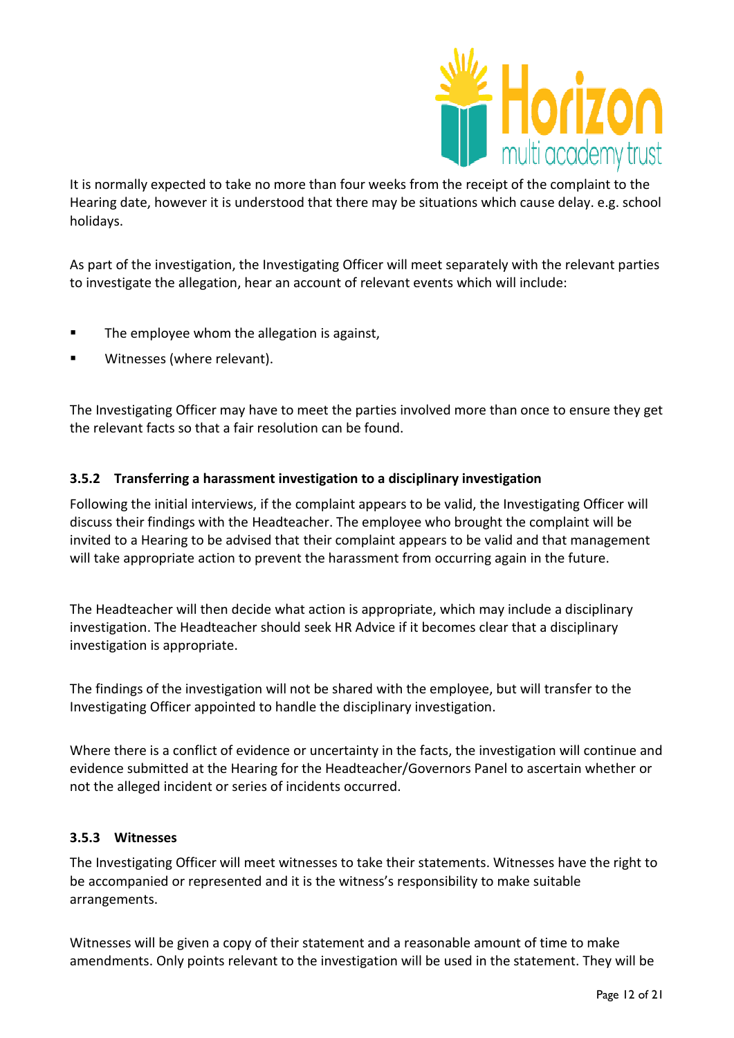It is normally expected to take no more than four weeks from the receipt of the complaint to the Hearing date, however it is understood that there may be situations which cause delay. e.g. school holidays.

As part of the investigation, the Investigating Officer will meet separately with the relevant parties to investigate the allegation, hear an account of relevant events which will include:

- The employee whom the allegation is against,
- Witnesses (where relevant).

The Investigating Officer may have to meet the parties involved more than once to ensure they get the relevant facts so that a fair resolution can be found.

### 3.5.2 Transferring a harassment investigation to a disciplinary investigation

Following the initial interviews, if the complaint appears to be valid, the Investigating Officer will discuss their findings with the Headteacher. The employee who brought the complaint will be invited to a Hearing to be advised that their complaint appears to be valid and that management will take appropriate action to prevent the harassment from occurring again in the future.

The Headteacher will then decide what action is appropriate, which may include a disciplinary investigation. The Headteacher should seek HR Advice if it becomes clear that a disciplinary investigation is appropriate.

The findings of the investigation will not be shared with the employee, but will transfer to the Investigating Officer appointed to handle the disciplinary investigation.

Where there is a conflict of evidence or uncertainty in the facts, the investigation will continue and evidence submitted at the Hearing for the Headteacher/Governors Panel to ascertain whether or not the alleged incident or series of incidents occurred.

### 3.5.3 Witnesses

The Investigating Officer will meet witnesses to take their statements. Witnesses have the right to be accompanied or represented and it is the witness's responsibility to make suitable arrangements.

Witnesses will be given a copy of their statement and a reasonable amount of time to make amendments. Only points relevant to the investigation will be used in the statement. They will be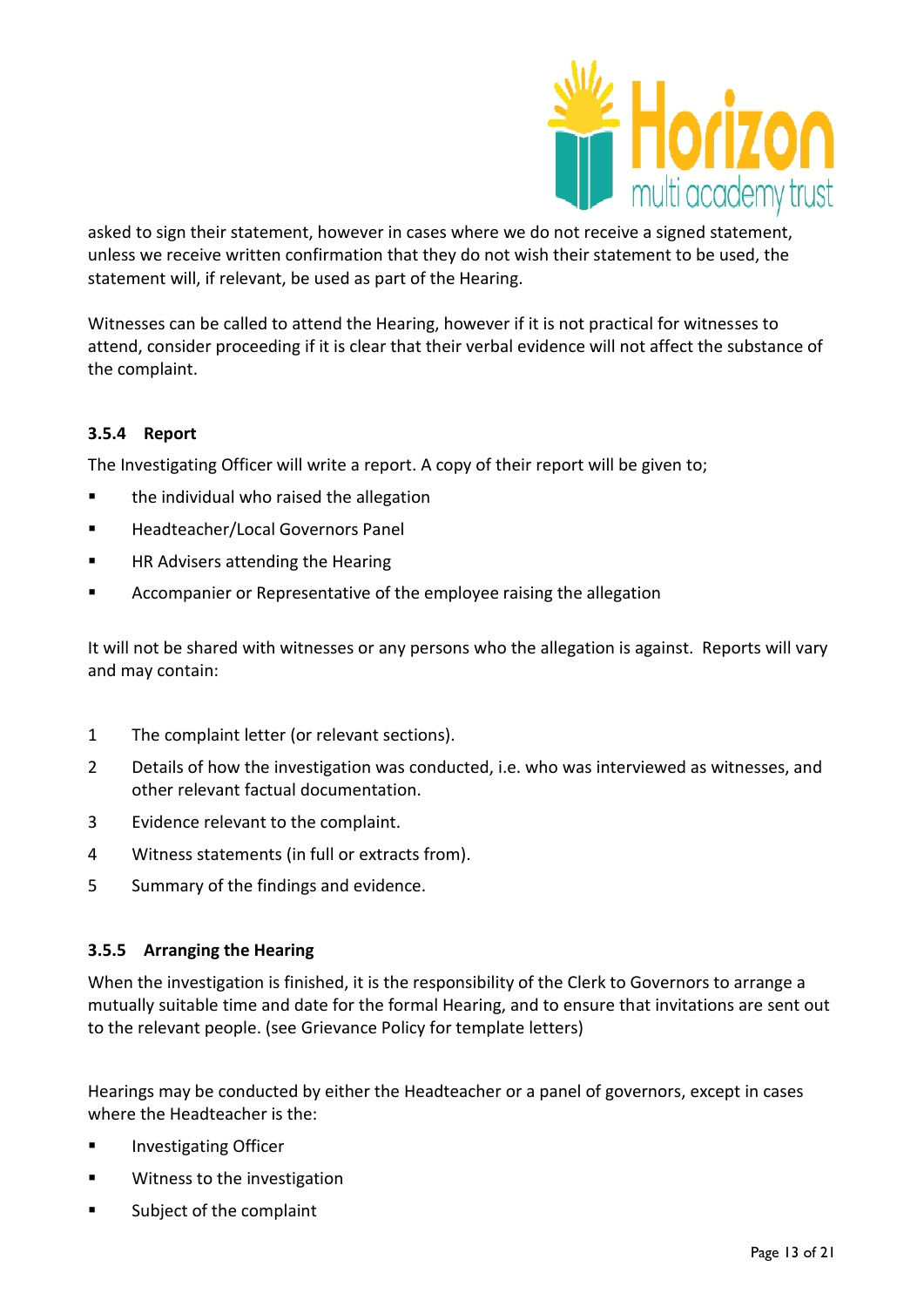asked to sign their statement, however in cases where we do not receive a signed statement, unless we receive written confirmation that they do not wish their statement to be used, the statement will, if relevant, be used as part of the Hearing.

Witnesses can be called to attend the Hearing, however if it is not practical for witnesses to attend, consider proceeding if it is clear that their verbal evidence will not affect the substance of the complaint.

### 3.5.4 Report

The Investigating Officer will write a report. A copy of their report will be given to;

- the individual who raised the allegation
- Headteacher/Local Governors Panel
- HR Advisers attending the Hearing
- Accompanier or Representative of the employee raising the allegation

It will not be shared with witnesses or any persons who the allegation is against. Reports will vary and may contain:

1. The complaint letter (or relevant sections).
2. Details of how the investigation was conducted, i.e. who was interviewed as witnesses, and other relevant factual documentation.
3. Evidence relevant to the complaint.
4. Witness statements (in full or extracts from).
5. Summary of the findings and evidence.

### 3.5.5 Arranging the Hearing

When the investigation is finished, it is the responsibility of the Clerk to Governors to arrange a mutually suitable time and date for the formal Hearing, and to ensure that invitations are sent out to the relevant people. (see Grievance Policy for template letters)

Hearings may be conducted by either the Headteacher or a panel of governors, except in cases where the Headteacher is the:

- Investigating Officer
- Witness to the investigation
- Subject of the complaint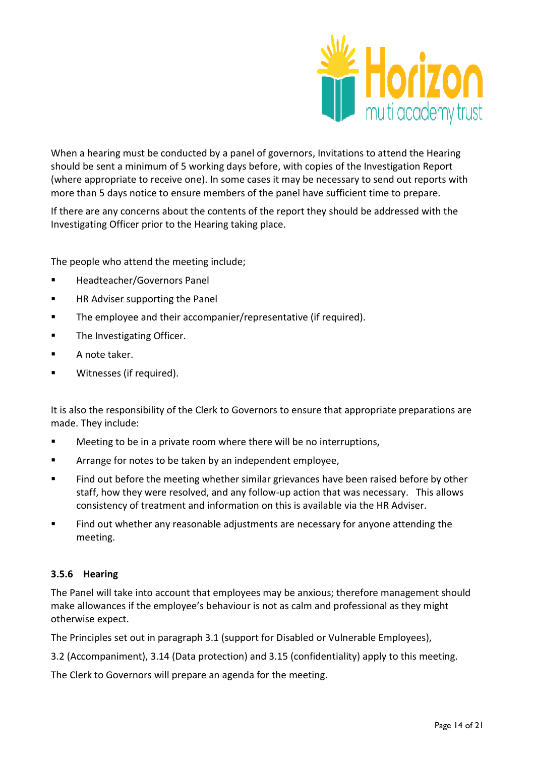When a hearing must be conducted by a panel of governors, Invitations to attend the Hearing should be sent a minimum of 5 working days before, with copies of the Investigation Report (where appropriate to receive one). In some cases it may be necessary to send out reports with more than 5 days notice to ensure members of the panel have sufficient time to prepare.

If there are any concerns about the contents of the report they should be addressed with the Investigating Officer prior to the Hearing taking place.

The people who attend the meeting include;

- Headteacher/Governors Panel
- HR Adviser supporting the Panel
- The employee and their accompanier/representative (if required).
- The Investigating Officer.
- A note taker.
- Witnesses (if required).

It is also the responsibility of the Clerk to Governors to ensure that appropriate preparations are made. They include:

- Meeting to be in a private room where there will be no interruptions,
- Arrange for notes to be taken by an independent employee,
- Find out before the meeting whether similar grievances have been raised before by other staff, how they were resolved, and any follow-up action that was necessary. This allows consistency of treatment and information on this is available via the HR Adviser.
- Find out whether any reasonable adjustments are necessary for anyone attending the meeting.

#### 3.5.6 Hearing

The Panel will take into account that employees may be anxious; therefore management should make allowances if the employee's behaviour is not as calm and professional as they might otherwise expect.

The Principles set out in paragraph 3.1 (support for Disabled or Vulnerable Employees),

3.2 (Accompaniment), 3.14 (Data protection) and 3.15 (confidentiality) apply to this meeting.

The Clerk to Governors will prepare an agenda for the meeting.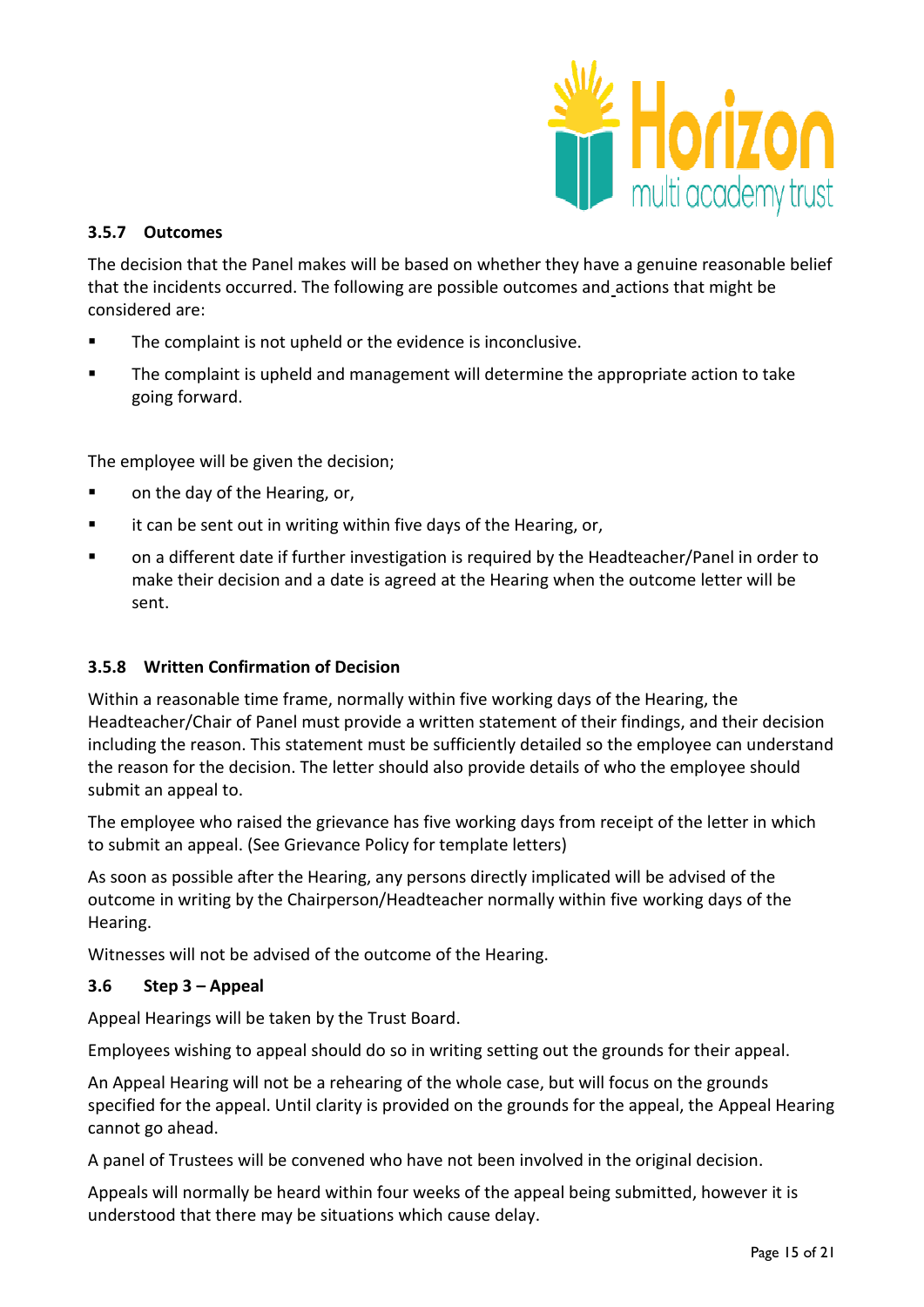### 3.5.7 Outcomes

The decision that the Panel makes will be based on whether they have a genuine reasonable belief that the incidents occurred. The following are possible outcomes and actions that might be considered are:

- The complaint is not upheld or the evidence is inconclusive.
- The complaint is upheld and management will determine the appropriate action to take going forward.

The employee will be given the decision;

- on the day of the Hearing, or,
- it can be sent out in writing within five days of the Hearing, or,
- on a different date if further investigation is required by the Headteacher/Panel in order to make their decision and a date is agreed at the Hearing when the outcome letter will be sent.

### 3.5.8 Written Confirmation of Decision

Within a reasonable time frame, normally within five working days of the Hearing, the Headteacher/Chair of Panel must provide a written statement of their findings, and their decision including the reason. This statement must be sufficiently detailed so the employee can understand the reason for the decision. The letter should also provide details of who the employee should submit an appeal to.

The employee who raised the grievance has five working days from receipt of the letter in which to submit an appeal. (See Grievance Policy for template letters)

As soon as possible after the Hearing, any persons directly implicated will be advised of the outcome in writing by the Chairperson/Headteacher normally within five working days of the Hearing.

Witnesses will not be advised of the outcome of the Hearing.

### 3.6 Step 3 – Appeal

Appeal Hearings will be taken by the Trust Board.

Employees wishing to appeal should do so in writing setting out the grounds for their appeal.

An Appeal Hearing will not be a rehearing of the whole case, but will focus on the grounds specified for the appeal. Until clarity is provided on the grounds for the appeal, the Appeal Hearing cannot go ahead.

A panel of Trustees will be convened who have not been involved in the original decision.

Appeals will normally be heard within four weeks of the appeal being submitted, however it is understood that there may be situations which cause delay.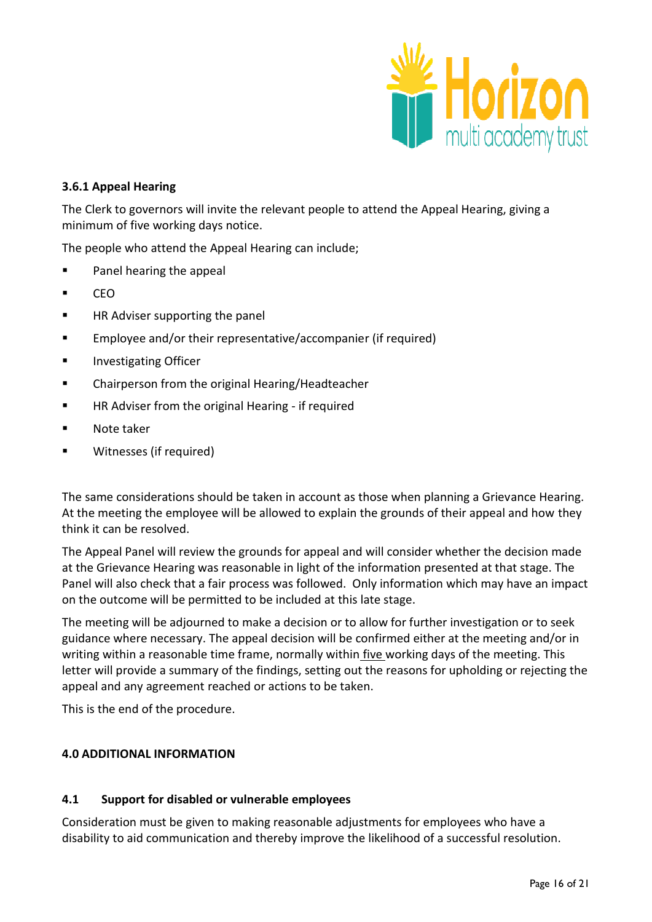### 3.6.1 Appeal Hearing

The Clerk to governors will invite the relevant people to attend the Appeal Hearing, giving a minimum of five working days notice.

The people who attend the Appeal Hearing can include;

- Panel hearing the appeal
- CEO
- HR Adviser supporting the panel
- Employee and/or their representative/accompanier (if required)
- Investigating Officer
- Chairperson from the original Hearing/Headteacher
- HR Adviser from the original Hearing - if required
- Note taker
- Witnesses (if required)

The same considerations should be taken in account as those when planning a Grievance Hearing. At the meeting the employee will be allowed to explain the grounds of their appeal and how they think it can be resolved.

The Appeal Panel will review the grounds for appeal and will consider whether the decision made at the Grievance Hearing was reasonable in light of the information presented at that stage. The Panel will also check that a fair process was followed. Only information which may have an impact on the outcome will be permitted to be included at this late stage.

The meeting will be adjourned to make a decision or to allow for further investigation or to seek guidance where necessary. The appeal decision will be confirmed either at the meeting and/or in writing within a reasonable time frame, normally within five working days of the meeting. This letter will provide a summary of the findings, setting out the reasons for upholding or rejecting the appeal and any agreement reached or actions to be taken.

This is the end of the procedure.

## 4.0 ADDITIONAL INFORMATION

### 4.1 Support for disabled or vulnerable employees

Consideration must be given to making reasonable adjustments for employees who have a disability to aid communication and thereby improve the likelihood of a successful resolution.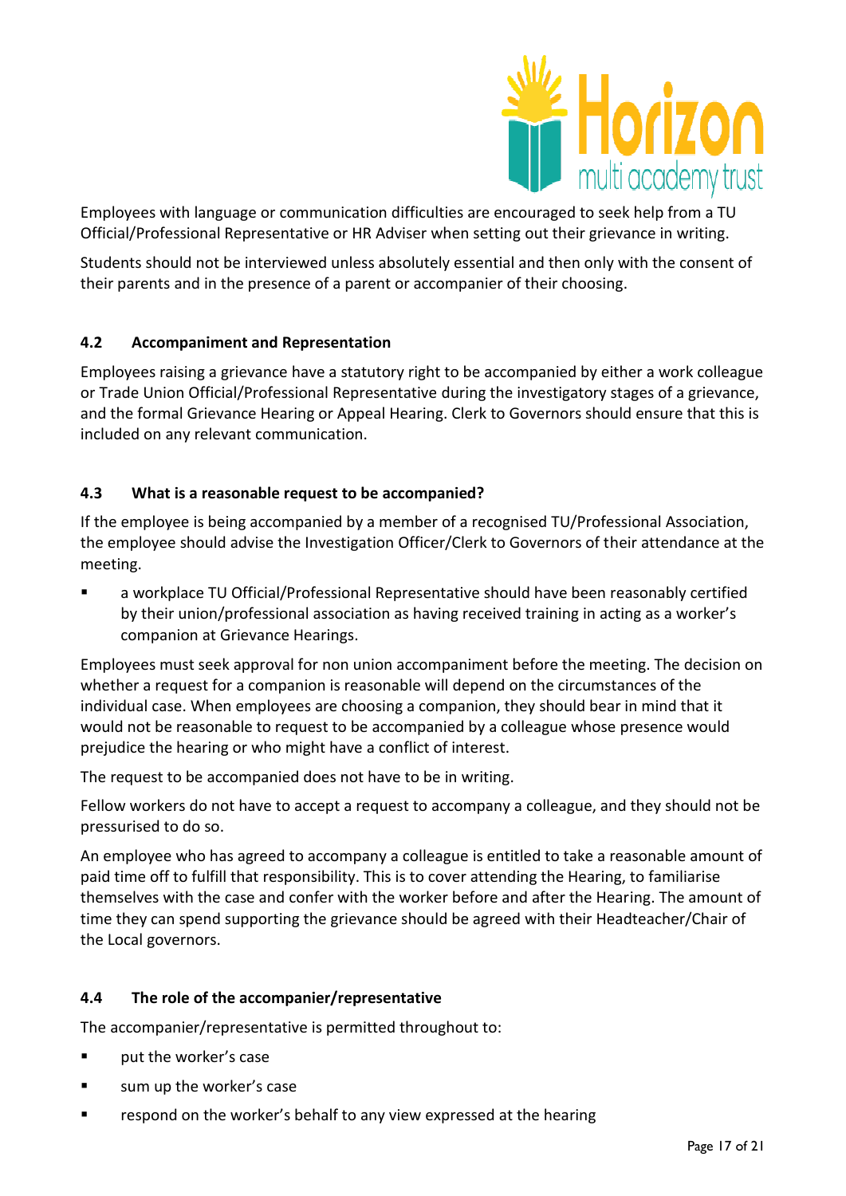Employees with language or communication difficulties are encouraged to seek help from a TU Official/Professional Representative or HR Adviser when setting out their grievance in writing.

Students should not be interviewed unless absolutely essential and then only with the consent of their parents and in the presence of a parent or accompanier of their choosing.

### 4.2 Accompaniment and Representation

Employees raising a grievance have a statutory right to be accompanied by either a work colleague or Trade Union Official/Professional Representative during the investigatory stages of a grievance, and the formal Grievance Hearing or Appeal Hearing. Clerk to Governors should ensure that this is included on any relevant communication.

### 4.3 What is a reasonable request to be accompanied?

If the employee is being accompanied by a member of a recognised TU/Professional Association, the employee should advise the Investigation Officer/Clerk to Governors of their attendance at the meeting.

- a workplace TU Official/Professional Representative should have been reasonably certified by their union/professional association as having received training in acting as a worker's companion at Grievance Hearings.

Employees must seek approval for non union accompaniment before the meeting. The decision on whether a request for a companion is reasonable will depend on the circumstances of the individual case. When employees are choosing a companion, they should bear in mind that it would not be reasonable to request to be accompanied by a colleague whose presence would prejudice the hearing or who might have a conflict of interest.

The request to be accompanied does not have to be in writing.

Fellow workers do not have to accept a request to accompany a colleague, and they should not be pressurised to do so.

An employee who has agreed to accompany a colleague is entitled to take a reasonable amount of paid time off to fulfill that responsibility. This is to cover attending the Hearing, to familiarise themselves with the case and confer with the worker before and after the Hearing. The amount of time they can spend supporting the grievance should be agreed with their Headteacher/Chair of the Local governors.

### 4.4 The role of the accompanier/representative

The accompanier/representative is permitted throughout to:

- put the worker's case
- sum up the worker's case
- respond on the worker's behalf to any view expressed at the hearing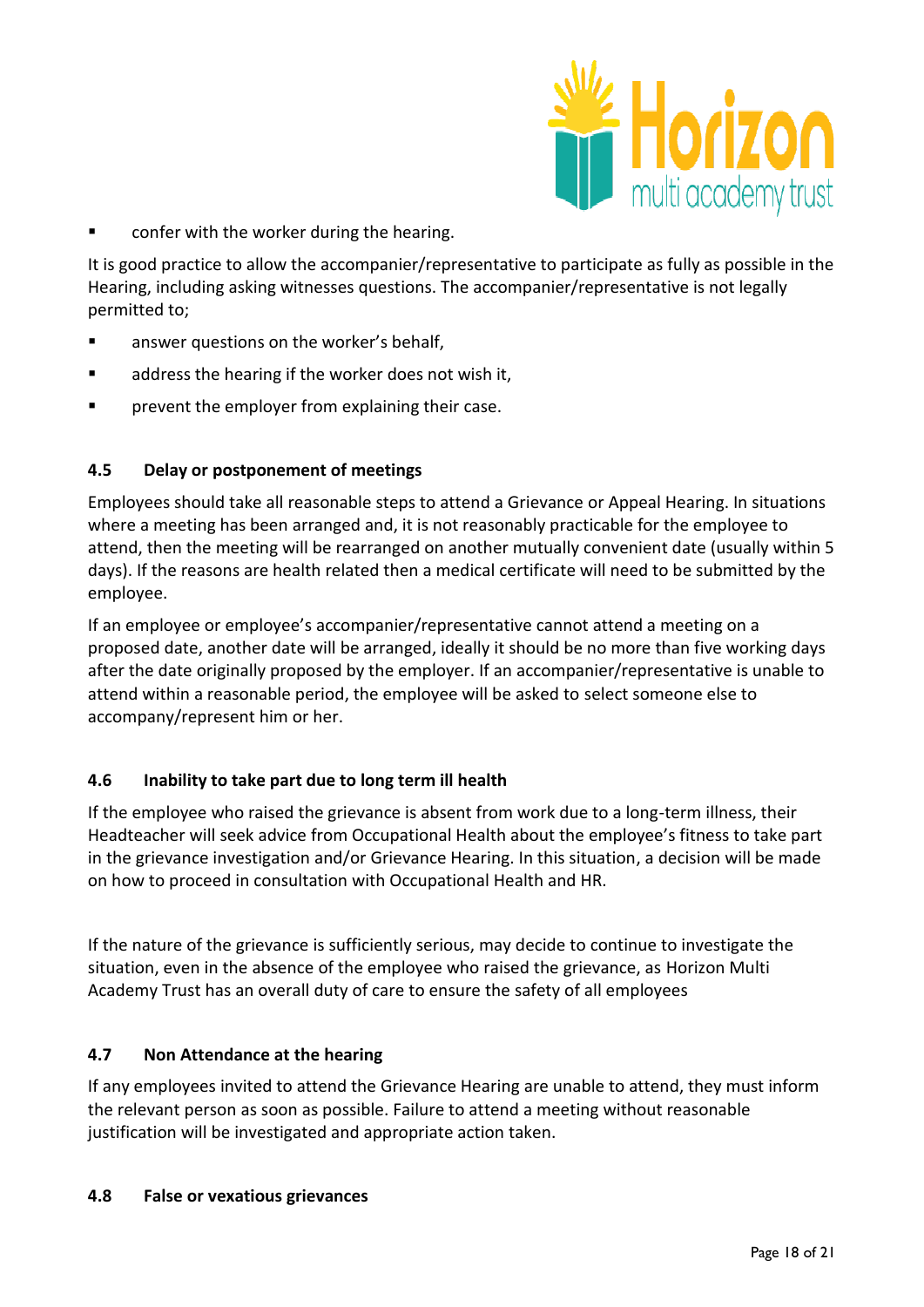- confer with the worker during the hearing.

It is good practice to allow the accompanier/representative to participate as fully as possible in the Hearing, including asking witnesses questions. The accompanier/representative is not legally permitted to;

- answer questions on the worker's behalf,
- address the hearing if the worker does not wish it,
- prevent the employer from explaining their case.

### 4.5 Delay or postponement of meetings

Employees should take all reasonable steps to attend a Grievance or Appeal Hearing. In situations where a meeting has been arranged and, it is not reasonably practicable for the employee to attend, then the meeting will be rearranged on another mutually convenient date (usually within 5 days). If the reasons are health related then a medical certificate will need to be submitted by the employee.

If an employee or employee's accompanier/representative cannot attend a meeting on a proposed date, another date will be arranged, ideally it should be no more than five working days after the date originally proposed by the employer. If an accompanier/representative is unable to attend within a reasonable period, the employee will be asked to select someone else to accompany/represent him or her.

### 4.6 Inability to take part due to long term ill health

If the employee who raised the grievance is absent from work due to a long-term illness, their Headteacher will seek advice from Occupational Health about the employee's fitness to take part in the grievance investigation and/or Grievance Hearing. In this situation, a decision will be made on how to proceed in consultation with Occupational Health and HR.

If the nature of the grievance is sufficiently serious, may decide to continue to investigate the situation, even in the absence of the employee who raised the grievance, as Horizon Multi Academy Trust has an overall duty of care to ensure the safety of all employees

### 4.7 Non Attendance at the hearing

If any employees invited to attend the Grievance Hearing are unable to attend, they must inform the relevant person as soon as possible. Failure to attend a meeting without reasonable justification will be investigated and appropriate action taken.

### 4.8 False or vexatious grievances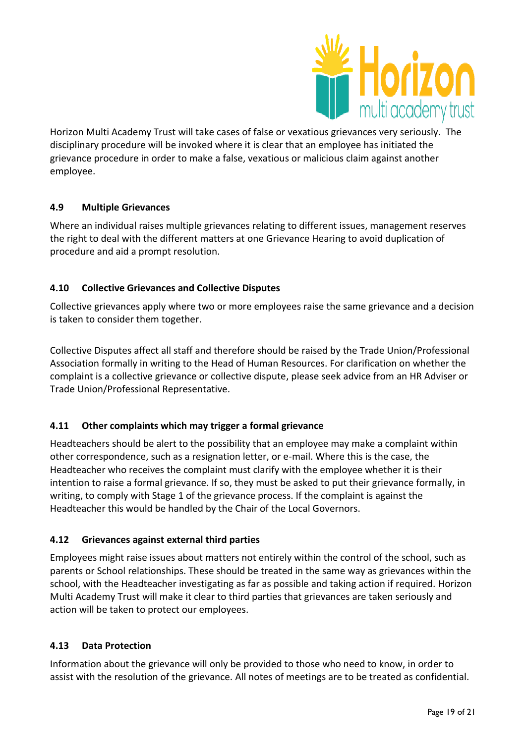Horizon Multi Academy Trust will take cases of false or vexatious grievances very seriously. The disciplinary procedure will be invoked where it is clear that an employee has initiated the grievance procedure in order to make a false, vexatious or malicious claim against another employee.

### 4.9 Multiple Grievances

Where an individual raises multiple grievances relating to different issues, management reserves the right to deal with the different matters at one Grievance Hearing to avoid duplication of procedure and aid a prompt resolution.

### 4.10 Collective Grievances and Collective Disputes

Collective grievances apply where two or more employees raise the same grievance and a decision is taken to consider them together.

Collective Disputes affect all staff and therefore should be raised by the Trade Union/Professional Association formally in writing to the Head of Human Resources. For clarification on whether the complaint is a collective grievance or collective dispute, please seek advice from an HR Adviser or Trade Union/Professional Representative.

### 4.11 Other complaints which may trigger a formal grievance

Headteachers should be alert to the possibility that an employee may make a complaint within other correspondence, such as a resignation letter, or e-mail. Where this is the case, the Headteacher who receives the complaint must clarify with the employee whether it is their intention to raise a formal grievance. If so, they must be asked to put their grievance formally, in writing, to comply with Stage 1 of the grievance process. If the complaint is against the Headteacher this would be handled by the Chair of the Local Governors.

### 4.12 Grievances against external third parties

Employees might raise issues about matters not entirely within the control of the school, such as parents or School relationships. These should be treated in the same way as grievances within the school, with the Headteacher investigating as far as possible and taking action if required. Horizon Multi Academy Trust will make it clear to third parties that grievances are taken seriously and action will be taken to protect our employees.

### 4.13 Data Protection

Information about the grievance will only be provided to those who need to know, in order to assist with the resolution of the grievance. All notes of meetings are to be treated as confidential.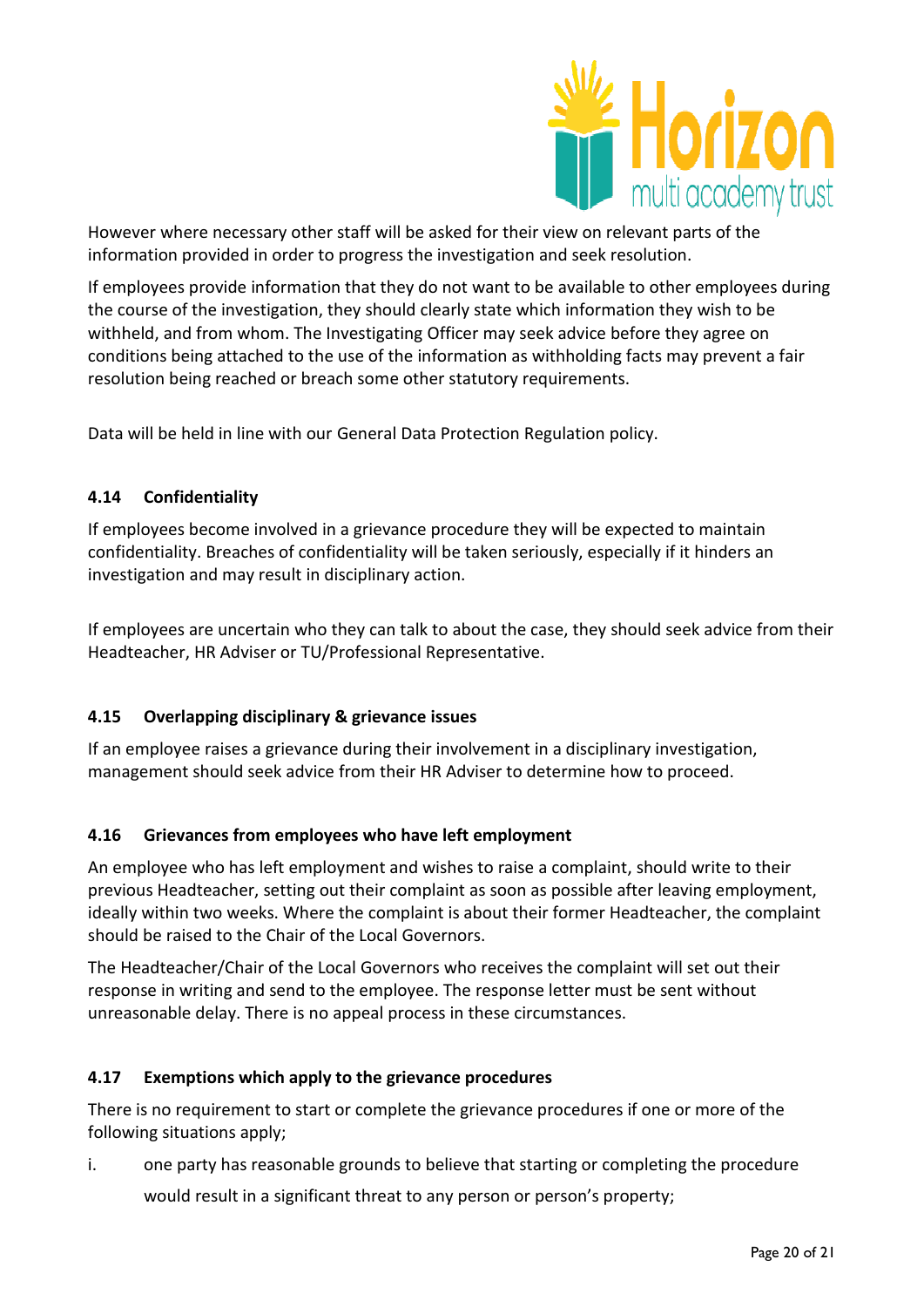However where necessary other staff will be asked for their view on relevant parts of the information provided in order to progress the investigation and seek resolution.

If employees provide information that they do not want to be available to other employees during the course of the investigation, they should clearly state which information they wish to be withheld, and from whom. The Investigating Officer may seek advice before they agree on conditions being attached to the use of the information as withholding facts may prevent a fair resolution being reached or breach some other statutory requirements.

Data will be held in line with our General Data Protection Regulation policy.

### 4.14 Confidentiality

If employees become involved in a grievance procedure they will be expected to maintain confidentiality. Breaches of confidentiality will be taken seriously, especially if it hinders an investigation and may result in disciplinary action.

If employees are uncertain who they can talk to about the case, they should seek advice from their Headteacher, HR Adviser or TU/Professional Representative.

### 4.15 Overlapping disciplinary & grievance issues

If an employee raises a grievance during their involvement in a disciplinary investigation, management should seek advice from their HR Adviser to determine how to proceed.

### 4.16 Grievances from employees who have left employment

An employee who has left employment and wishes to raise a complaint, should write to their previous Headteacher, setting out their complaint as soon as possible after leaving employment, ideally within two weeks. Where the complaint is about their former Headteacher, the complaint should be raised to the Chair of the Local Governors.

The Headteacher/Chair of the Local Governors who receives the complaint will set out their response in writing and send to the employee. The response letter must be sent without unreasonable delay. There is no appeal process in these circumstances.

### 4.17 Exemptions which apply to the grievance procedures

There is no requirement to start or complete the grievance procedures if one or more of the following situations apply;

i. one party has reasonable grounds to believe that starting or completing the procedure would result in a significant threat to any person or person's property;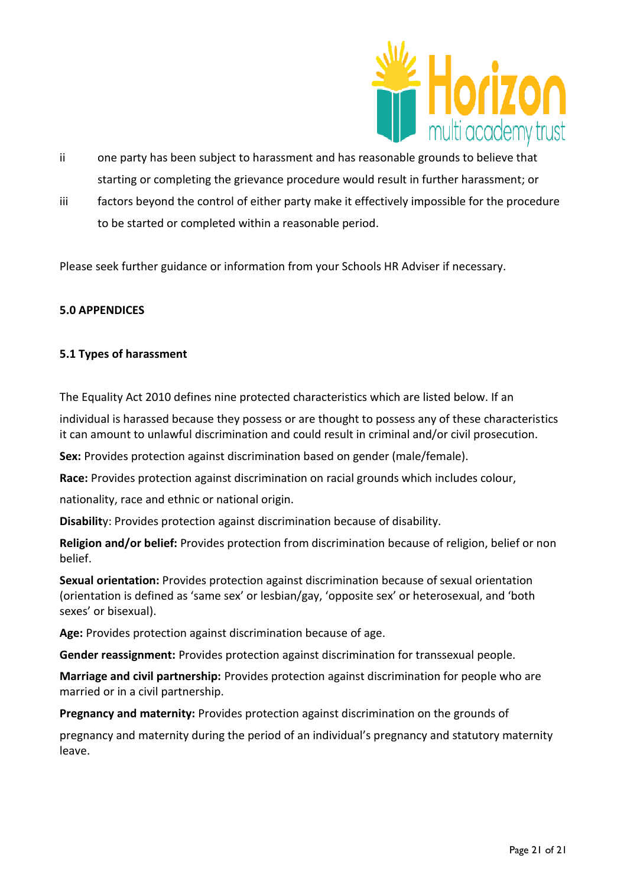ii one party has been subject to harassment and has reasonable grounds to believe that starting or completing the grievance procedure would result in further harassment; or

iii factors beyond the control of either party make it effectively impossible for the procedure to be started or completed within a reasonable period.

Please seek further guidance or information from your Schools HR Adviser if necessary.

**5.0 APPENDICES**

**5.1 Types of harassment**

The Equality Act 2010 defines nine protected characteristics which are listed below. If an individual is harassed because they possess or are thought to possess any of these characteristics it can amount to unlawful discrimination and could result in criminal and/or civil prosecution.

**Sex:** Provides protection against discrimination based on gender (male/female).

**Race:** Provides protection against discrimination on racial grounds which includes colour, nationality, race and ethnic or national origin.

**Disabilit**y: Provides protection against discrimination because of disability.

**Religion and/or belief:** Provides protection from discrimination because of religion, belief or non belief.

**Sexual orientation:** Provides protection against discrimination because of sexual orientation (orientation is defined as 'same sex' or lesbian/gay, 'opposite sex' or heterosexual, and 'both sexes' or bisexual).

**Age:** Provides protection against discrimination because of age.

**Gender reassignment:** Provides protection against discrimination for transsexual people.

**Marriage and civil partnership:** Provides protection against discrimination for people who are married or in a civil partnership.

**Pregnancy and maternity:** Provides protection against discrimination on the grounds of pregnancy and maternity during the period of an individual's pregnancy and statutory maternity leave.